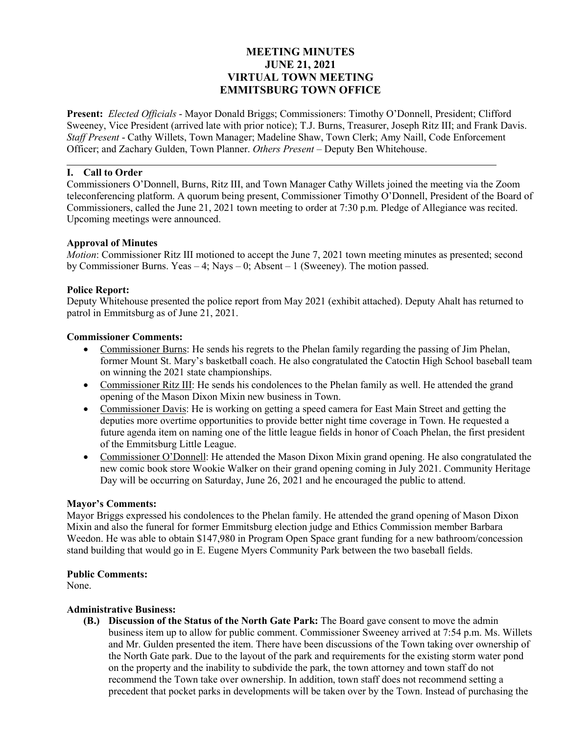# MEETING MINUTES
# JUNE 21, 2021
# VIRTUAL TOWN MEETING
# EMMITSBURG TOWN OFFICE

**Present:** *Elected Officials* - Mayor Donald Briggs; Commissioners: Timothy O'Donnell, President; Clifford Sweeney, Vice President (arrived late with prior notice); T.J. Burns, Treasurer, Joseph Ritz III; and Frank Davis. *Staff Present* - Cathy Willets, Town Manager; Madeline Shaw, Town Clerk; Amy Naill, Code Enforcement Officer; and Zachary Gulden, Town Planner. *Others Present* – Deputy Ben Whitehouse.

---

## I. Call to Order

Commissioners O'Donnell, Burns, Ritz III, and Town Manager Cathy Willets joined the meeting via the Zoom teleconferencing platform. A quorum being present, Commissioner Timothy O'Donnell, President of the Board of Commissioners, called the June 21, 2021 town meeting to order at 7:30 p.m. Pledge of Allegiance was recited. Upcoming meetings were announced.

### Approval of Minutes

*Motion*: Commissioner Ritz III motioned to accept the June 7, 2021 town meeting minutes as presented; second by Commissioner Burns. Yeas – 4; Nays – 0; Absent – 1 (Sweeney). The motion passed.

### Police Report:

Deputy Whitehouse presented the police report from May 2021 (exhibit attached). Deputy Ahalt has returned to patrol in Emmitsburg as of June 21, 2021.

### Commissioner Comments:

- Commissioner Burns: He sends his regrets to the Phelan family regarding the passing of Jim Phelan, former Mount St. Mary's basketball coach. He also congratulated the Catoctin High School baseball team on winning the 2021 state championships.
- Commissioner Ritz III: He sends his condolences to the Phelan family as well. He attended the grand opening of the Mason Dixon Mixin new business in Town.
- Commissioner Davis: He is working on getting a speed camera for East Main Street and getting the deputies more overtime opportunities to provide better night time coverage in Town. He requested a future agenda item on naming one of the little league fields in honor of Coach Phelan, the first president of the Emmitsburg Little League.
- Commissioner O'Donnell: He attended the Mason Dixon Mixin grand opening. He also congratulated the new comic book store Wookie Walker on their grand opening coming in July 2021. Community Heritage Day will be occurring on Saturday, June 26, 2021 and he encouraged the public to attend.

### Mayor's Comments:

Mayor Briggs expressed his condolences to the Phelan family. He attended the grand opening of Mason Dixon Mixin and also the funeral for former Emmitsburg election judge and Ethics Commission member Barbara Weedon. He was able to obtain $147,980 in Program Open Space grant funding for a new bathroom/concession stand building that would go in E. Eugene Myers Community Park between the two baseball fields.

### Public Comments:

None.

### Administrative Business:

**(B.) Discussion of the Status of the North Gate Park:** The Board gave consent to move the admin business item up to allow for public comment. Commissioner Sweeney arrived at 7:54 p.m. Ms. Willets and Mr. Gulden presented the item. There have been discussions of the Town taking over ownership of the North Gate park. Due to the layout of the park and requirements for the existing storm water pond on the property and the inability to subdivide the park, the town attorney and town staff do not recommend the Town take over ownership. In addition, town staff does not recommend setting a precedent that pocket parks in developments will be taken over by the Town. Instead of purchasing the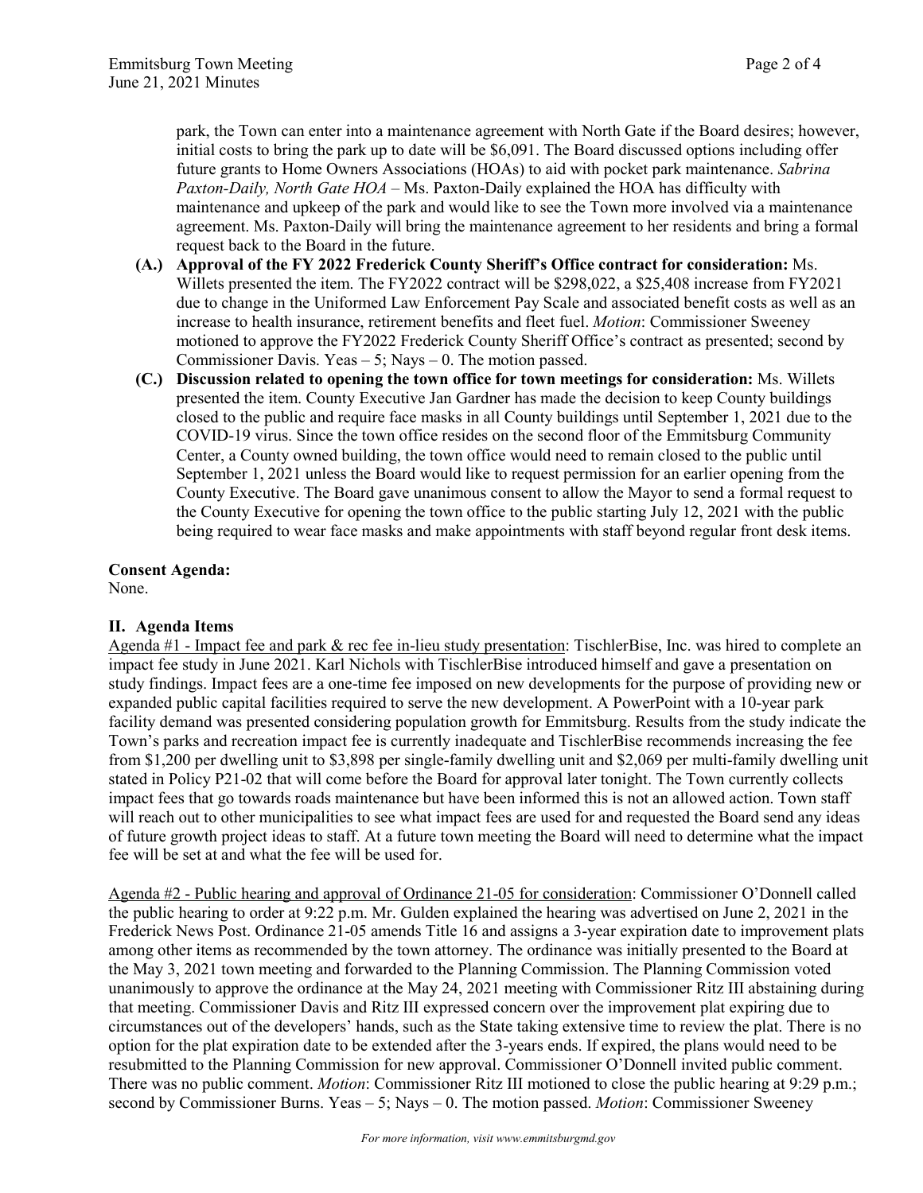park, the Town can enter into a maintenance agreement with North Gate if the Board desires; however, initial costs to bring the park up to date will be $6,091. The Board discussed options including offer future grants to Home Owners Associations (HOAs) to aid with pocket park maintenance. *Sabrina Paxton-Daily, North Gate HOA* – Ms. Paxton-Daily explained the HOA has difficulty with maintenance and upkeep of the park and would like to see the Town more involved via a maintenance agreement. Ms. Paxton-Daily will bring the maintenance agreement to her residents and bring a formal request back to the Board in the future.

- **(A.) Approval of the FY 2022 Frederick County Sheriff's Office contract for consideration:** Ms. Willets presented the item. The FY2022 contract will be $298,022, a $25,408 increase from FY2021 due to change in the Uniformed Law Enforcement Pay Scale and associated benefit costs as well as an increase to health insurance, retirement benefits and fleet fuel. *Motion*: Commissioner Sweeney motioned to approve the FY2022 Frederick County Sheriff Office's contract as presented; second by Commissioner Davis. Yeas – 5; Nays – 0. The motion passed.
- **(C.) Discussion related to opening the town office for town meetings for consideration:** Ms. Willets presented the item. County Executive Jan Gardner has made the decision to keep County buildings closed to the public and require face masks in all County buildings until September 1, 2021 due to the COVID-19 virus. Since the town office resides on the second floor of the Emmitsburg Community Center, a County owned building, the town office would need to remain closed to the public until September 1, 2021 unless the Board would like to request permission for an earlier opening from the County Executive. The Board gave unanimous consent to allow the Mayor to send a formal request to the County Executive for opening the town office to the public starting July 12, 2021 with the public being required to wear face masks and make appointments with staff beyond regular front desk items.

**Consent Agenda:**
None.

## II. Agenda Items

Agenda #1 - Impact fee and park & rec fee in-lieu study presentation: TischlerBise, Inc. was hired to complete an impact fee study in June 2021. Karl Nichols with TischlerBise introduced himself and gave a presentation on study findings. Impact fees are a one-time fee imposed on new developments for the purpose of providing new or expanded public capital facilities required to serve the new development. A PowerPoint with a 10-year park facility demand was presented considering population growth for Emmitsburg. Results from the study indicate the Town's parks and recreation impact fee is currently inadequate and TischlerBise recommends increasing the fee from $1,200 per dwelling unit to $3,898 per single-family dwelling unit and $2,069 per multi-family dwelling unit stated in Policy P21-02 that will come before the Board for approval later tonight. The Town currently collects impact fees that go towards roads maintenance but have been informed this is not an allowed action. Town staff will reach out to other municipalities to see what impact fees are used for and requested the Board send any ideas of future growth project ideas to staff. At a future town meeting the Board will need to determine what the impact fee will be set at and what the fee will be used for.

Agenda #2 - Public hearing and approval of Ordinance 21-05 for consideration: Commissioner O'Donnell called the public hearing to order at 9:22 p.m. Mr. Gulden explained the hearing was advertised on June 2, 2021 in the Frederick News Post. Ordinance 21-05 amends Title 16 and assigns a 3-year expiration date to improvement plats among other items as recommended by the town attorney. The ordinance was initially presented to the Board at the May 3, 2021 town meeting and forwarded to the Planning Commission. The Planning Commission voted unanimously to approve the ordinance at the May 24, 2021 meeting with Commissioner Ritz III abstaining during that meeting. Commissioner Davis and Ritz III expressed concern over the improvement plat expiring due to circumstances out of the developers' hands, such as the State taking extensive time to review the plat. There is no option for the plat expiration date to be extended after the 3-years ends. If expired, the plans would need to be resubmitted to the Planning Commission for new approval. Commissioner O'Donnell invited public comment. There was no public comment. *Motion*: Commissioner Ritz III motioned to close the public hearing at 9:29 p.m.; second by Commissioner Burns. Yeas – 5; Nays – 0. The motion passed. *Motion*: Commissioner Sweeney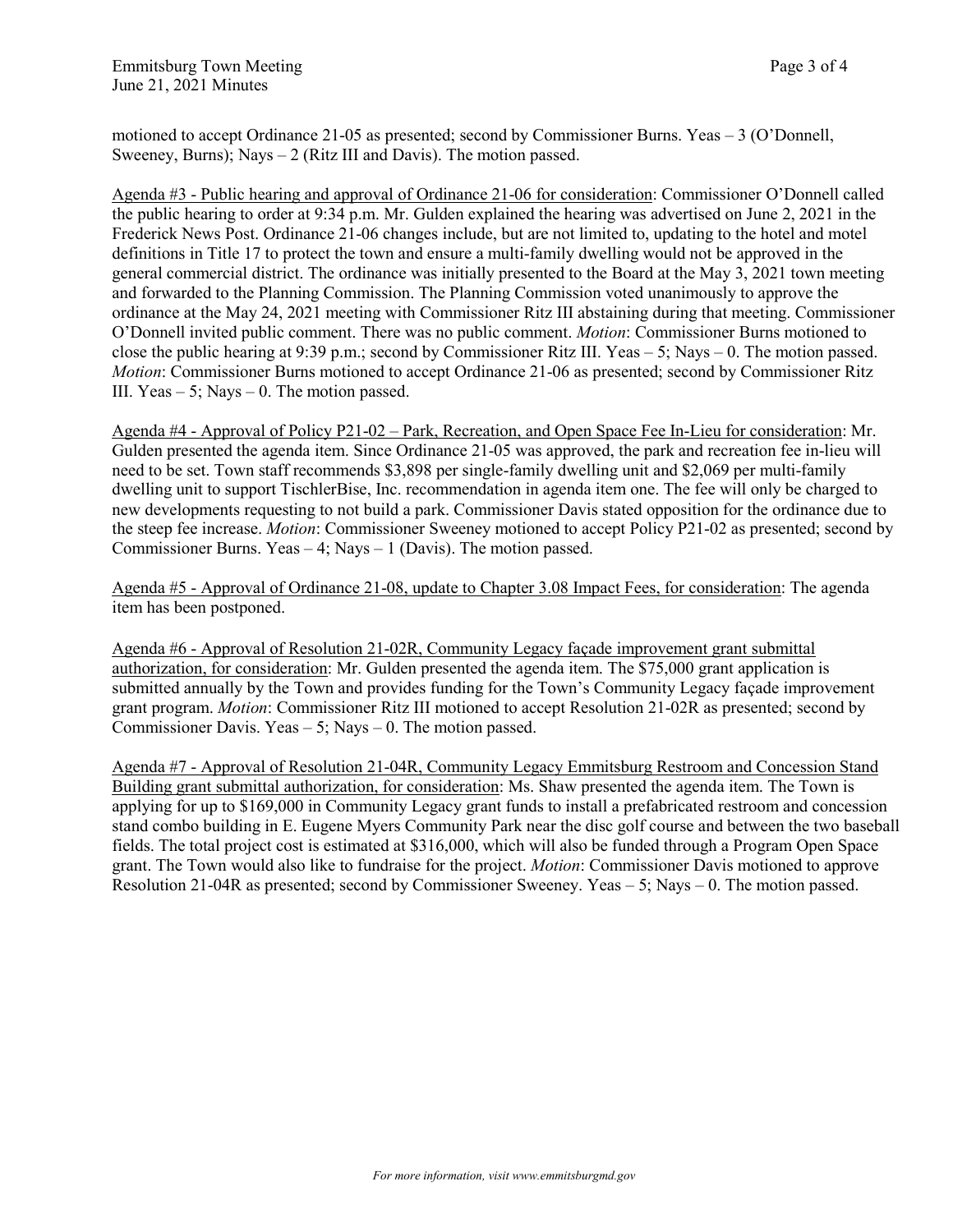motioned to accept Ordinance 21-05 as presented; second by Commissioner Burns. Yeas – 3 (O'Donnell, Sweeney, Burns); Nays – 2 (Ritz III and Davis). The motion passed.

Agenda #3 - Public hearing and approval of Ordinance 21-06 for consideration: Commissioner O'Donnell called the public hearing to order at 9:34 p.m. Mr. Gulden explained the hearing was advertised on June 2, 2021 in the Frederick News Post. Ordinance 21-06 changes include, but are not limited to, updating to the hotel and motel definitions in Title 17 to protect the town and ensure a multi-family dwelling would not be approved in the general commercial district. The ordinance was initially presented to the Board at the May 3, 2021 town meeting and forwarded to the Planning Commission. The Planning Commission voted unanimously to approve the ordinance at the May 24, 2021 meeting with Commissioner Ritz III abstaining during that meeting. Commissioner O'Donnell invited public comment. There was no public comment. *Motion*: Commissioner Burns motioned to close the public hearing at 9:39 p.m.; second by Commissioner Ritz III. Yeas – 5; Nays – 0. The motion passed. *Motion*: Commissioner Burns motioned to accept Ordinance 21-06 as presented; second by Commissioner Ritz III. Yeas – 5; Nays – 0. The motion passed.

Agenda #4 - Approval of Policy P21-02 – Park, Recreation, and Open Space Fee In-Lieu for consideration: Mr. Gulden presented the agenda item. Since Ordinance 21-05 was approved, the park and recreation fee in-lieu will need to be set. Town staff recommends $3,898 per single-family dwelling unit and $2,069 per multi-family dwelling unit to support TischlerBise, Inc. recommendation in agenda item one. The fee will only be charged to new developments requesting to not build a park. Commissioner Davis stated opposition for the ordinance due to the steep fee increase. *Motion*: Commissioner Sweeney motioned to accept Policy P21-02 as presented; second by Commissioner Burns. Yeas – 4; Nays – 1 (Davis). The motion passed.

Agenda #5 - Approval of Ordinance 21-08, update to Chapter 3.08 Impact Fees, for consideration: The agenda item has been postponed.

Agenda #6 - Approval of Resolution 21-02R, Community Legacy façade improvement grant submittal authorization, for consideration: Mr. Gulden presented the agenda item. The $75,000 grant application is submitted annually by the Town and provides funding for the Town's Community Legacy façade improvement grant program. *Motion*: Commissioner Ritz III motioned to accept Resolution 21-02R as presented; second by Commissioner Davis. Yeas – 5; Nays – 0. The motion passed.

Agenda #7 - Approval of Resolution 21-04R, Community Legacy Emmitsburg Restroom and Concession Stand Building grant submittal authorization, for consideration: Ms. Shaw presented the agenda item. The Town is applying for up to $169,000 in Community Legacy grant funds to install a prefabricated restroom and concession stand combo building in E. Eugene Myers Community Park near the disc golf course and between the two baseball fields. The total project cost is estimated at $316,000, which will also be funded through a Program Open Space grant. The Town would also like to fundraise for the project. *Motion*: Commissioner Davis motioned to approve Resolution 21-04R as presented; second by Commissioner Sweeney. Yeas – 5; Nays – 0. The motion passed.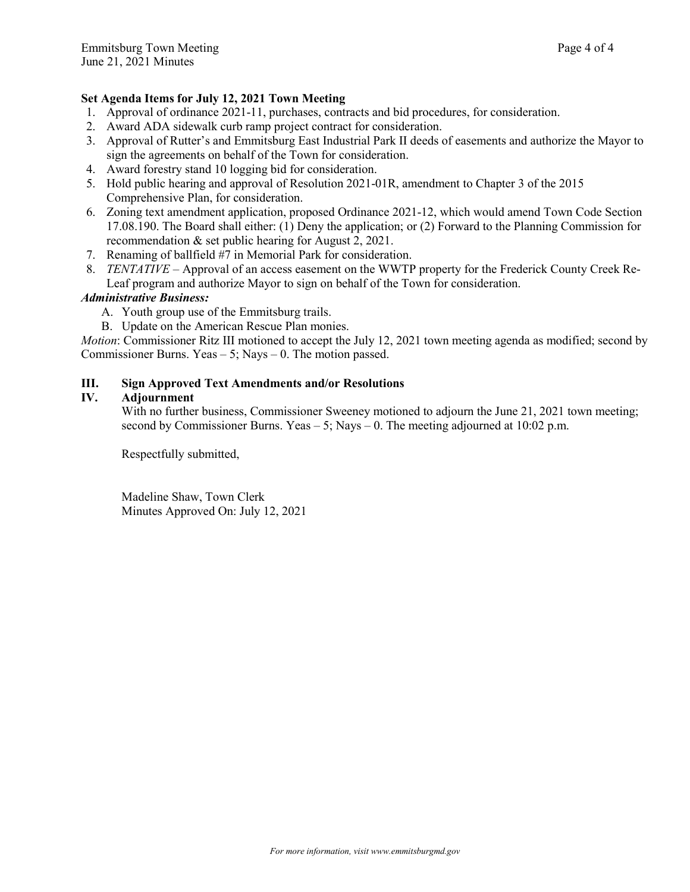**Set Agenda Items for July 12, 2021 Town Meeting**

1. Approval of ordinance 2021-11, purchases, contracts and bid procedures, for consideration.
2. Award ADA sidewalk curb ramp project contract for consideration.
3. Approval of Rutter's and Emmitsburg East Industrial Park II deeds of easements and authorize the Mayor to sign the agreements on behalf of the Town for consideration.
4. Award forestry stand 10 logging bid for consideration.
5. Hold public hearing and approval of Resolution 2021-01R, amendment to Chapter 3 of the 2015 Comprehensive Plan, for consideration.
6. Zoning text amendment application, proposed Ordinance 2021-12, which would amend Town Code Section 17.08.190. The Board shall either: (1) Deny the application; or (2) Forward to the Planning Commission for recommendation & set public hearing for August 2, 2021.
7. Renaming of ballfield #7 in Memorial Park for consideration.
8. *TENTATIVE* – Approval of an access easement on the WWTP property for the Frederick County Creek Re-Leaf program and authorize Mayor to sign on behalf of the Town for consideration.

***Administrative Business:***

A. Youth group use of the Emmitsburg trails.
B. Update on the American Rescue Plan monies.

*Motion*: Commissioner Ritz III motioned to accept the July 12, 2021 town meeting agenda as modified; second by Commissioner Burns. Yeas – 5; Nays – 0. The motion passed.

## III. Sign Approved Text Amendments and/or Resolutions

## IV. Adjournment

With no further business, Commissioner Sweeney motioned to adjourn the June 21, 2021 town meeting; second by Commissioner Burns. Yeas – 5; Nays – 0. The meeting adjourned at 10:02 p.m.

Respectfully submitted,

Madeline Shaw, Town Clerk
Minutes Approved On: July 12, 2021

*For more information, visit www.emmitsburgmd.gov*